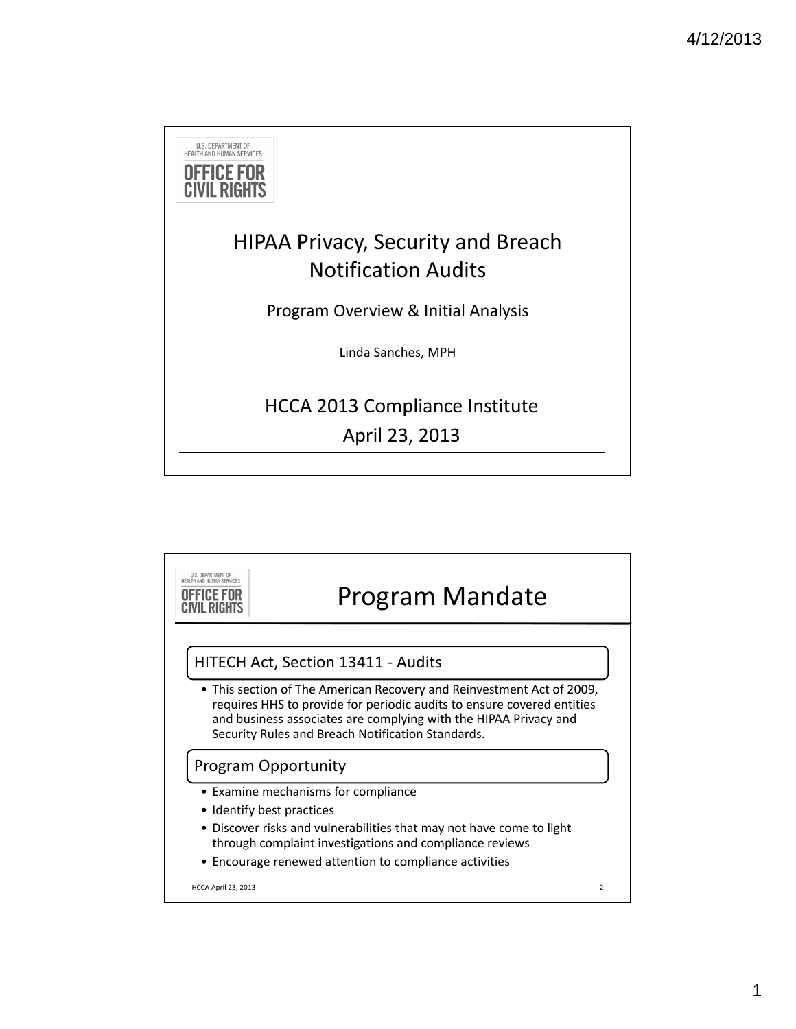U.S. DEPARTMENT OF HEALTH AND HUMAN SERVICES
OFFICE FOR CIVIL RIGHTS

# HIPAA Privacy, Security and Breach Notification Audits

Program Overview & Initial Analysis

Linda Sanches, MPH

HCCA 2013 Compliance Institute

April 23, 2013

---

U.S. DEPARTMENT OF HEALTH AND HUMAN SERVICES
OFFICE FOR CIVIL RIGHTS

# Program Mandate

## HITECH Act, Section 13411 - Audits

- This section of The American Recovery and Reinvestment Act of 2009, requires HHS to provide for periodic audits to ensure covered entities and business associates are complying with the HIPAA Privacy and Security Rules and Breach Notification Standards.

## Program Opportunity

- Examine mechanisms for compliance
- Identify best practices
- Discover risks and vulnerabilities that may not have come to light through complaint investigations and compliance reviews
- Encourage renewed attention to compliance activities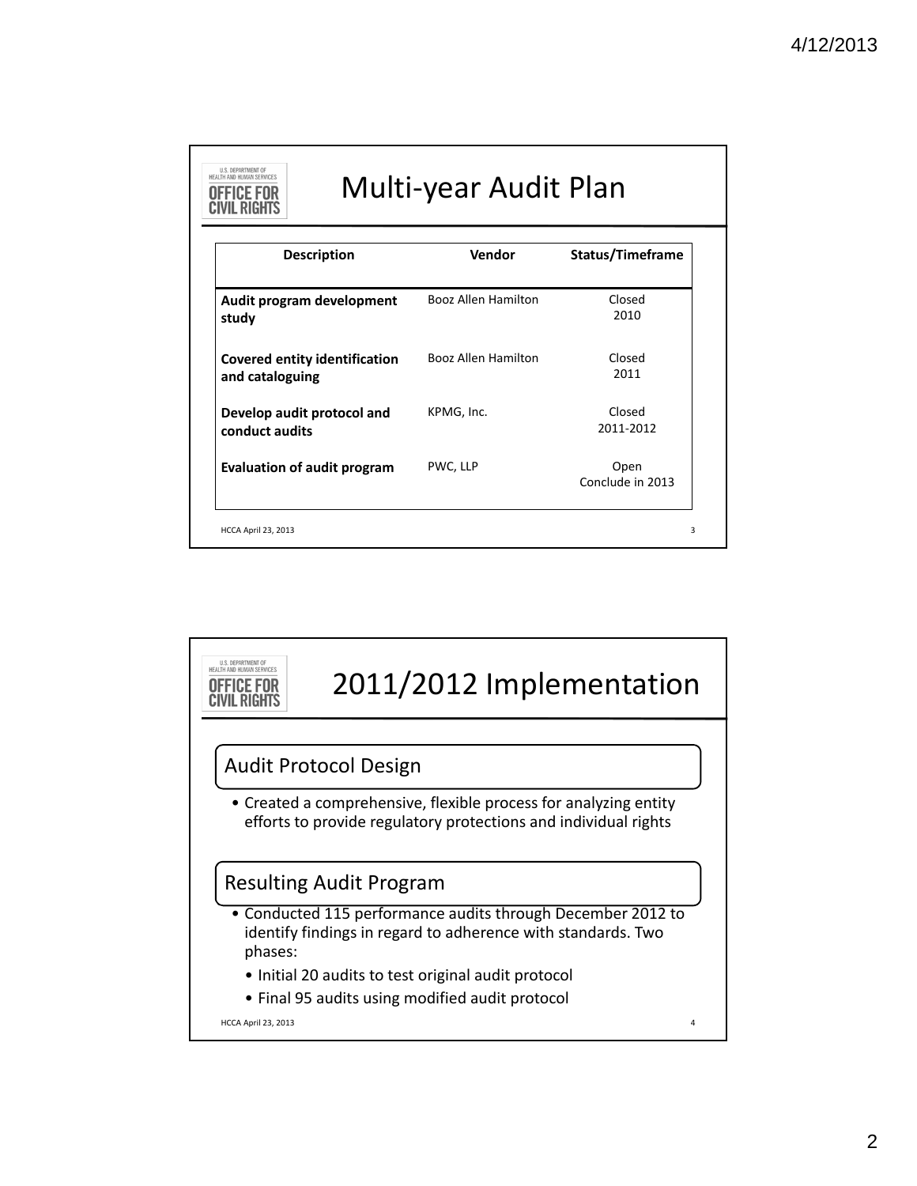# Multi-year Audit Plan

| Description | Vendor | Status/Timeframe |
|---|---|---|
| **Audit program development study** | Booz Allen Hamilton | Closed 2010 |
| **Covered entity identification and cataloguing** | Booz Allen Hamilton | Closed 2011 |
| **Develop audit protocol and conduct audits** | KPMG, Inc. | Closed 2011-2012 |
| **Evaluation of audit program** | PWC, LLP | Open Conclude in 2013 |

# 2011/2012 Implementation

## Audit Protocol Design

- Created a comprehensive, flexible process for analyzing entity efforts to provide regulatory protections and individual rights

## Resulting Audit Program

- Conducted 115 performance audits through December 2012 to identify findings in regard to adherence with standards. Two phases:
  - Initial 20 audits to test original audit protocol
  - Final 95 audits using modified audit protocol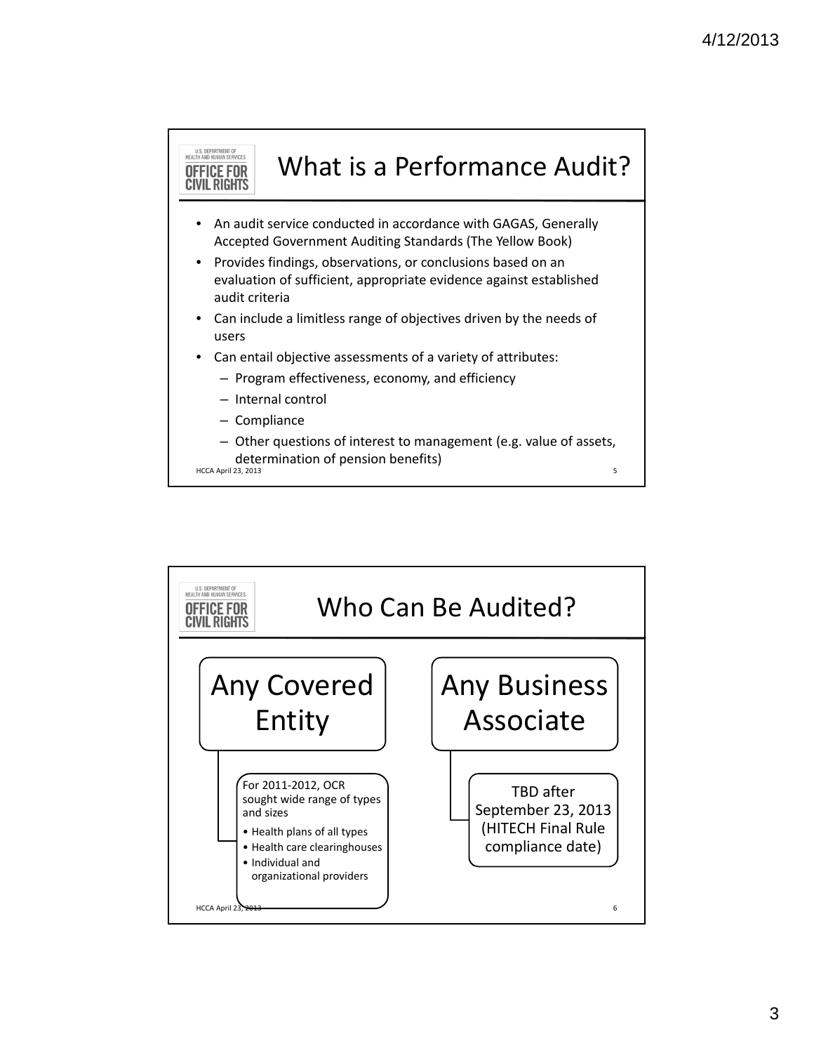## What is a Performance Audit?

- An audit service conducted in accordance with GAGAS, Generally Accepted Government Auditing Standards (The Yellow Book)
- Provides findings, observations, or conclusions based on an evaluation of sufficient, appropriate evidence against established audit criteria
- Can include a limitless range of objectives driven by the needs of users
- Can entail objective assessments of a variety of attributes:
  - Program effectiveness, economy, and efficiency
  - Internal control
  - Compliance
  - Other questions of interest to management (e.g. value of assets, determination of pension benefits)

## Who Can Be Audited?

### Any Covered Entity

For 2011-2012, OCR sought wide range of types and sizes

- Health plans of all types
- Health care clearinghouses
- Individual and organizational providers

### Any Business Associate

TBD after September 23, 2013 (HITECH Final Rule compliance date)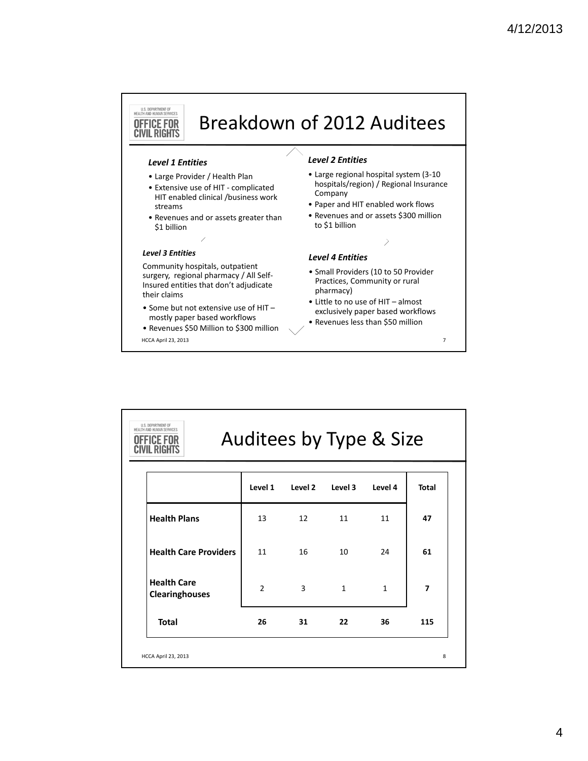## Breakdown of 2012 Auditees

***Level 1 Entities***

- Large Provider / Health Plan
- Extensive use of HIT - complicated HIT enabled clinical /business work streams
- Revenues and or assets greater than $1 billion

***Level 2 Entities***

- Large regional hospital system (3-10 hospitals/region) / Regional Insurance Company
- Paper and HIT enabled work flows
- Revenues and or assets $300 million to $1 billion

***Level 3 Entities***

Community hospitals, outpatient surgery, regional pharmacy / All Self-Insured entities that don't adjudicate their claims

- Some but not extensive use of HIT – mostly paper based workflows
- Revenues $50 Million to $300 million

***Level 4 Entities***

- Small Providers (10 to 50 Provider Practices, Community or rural pharmacy)
- Little to no use of HIT – almost exclusively paper based workflows
- Revenues less than $50 million

HCCA April 23, 2013

## Auditees by Type & Size

| | Level 1 | Level 2 | Level 3 | Level 4 | Total |
|---|---|---|---|---|---|
| **Health Plans** | 13 | 12 | 11 | 11 | **47** |
| **Health Care Providers** | 11 | 16 | 10 | 24 | **61** |
| **Health Care Clearinghouses** | 2 | 3 | 1 | 1 | **7** |
| **Total** | **26** | **31** | **22** | **36** | **115** |

HCCA April 23, 2013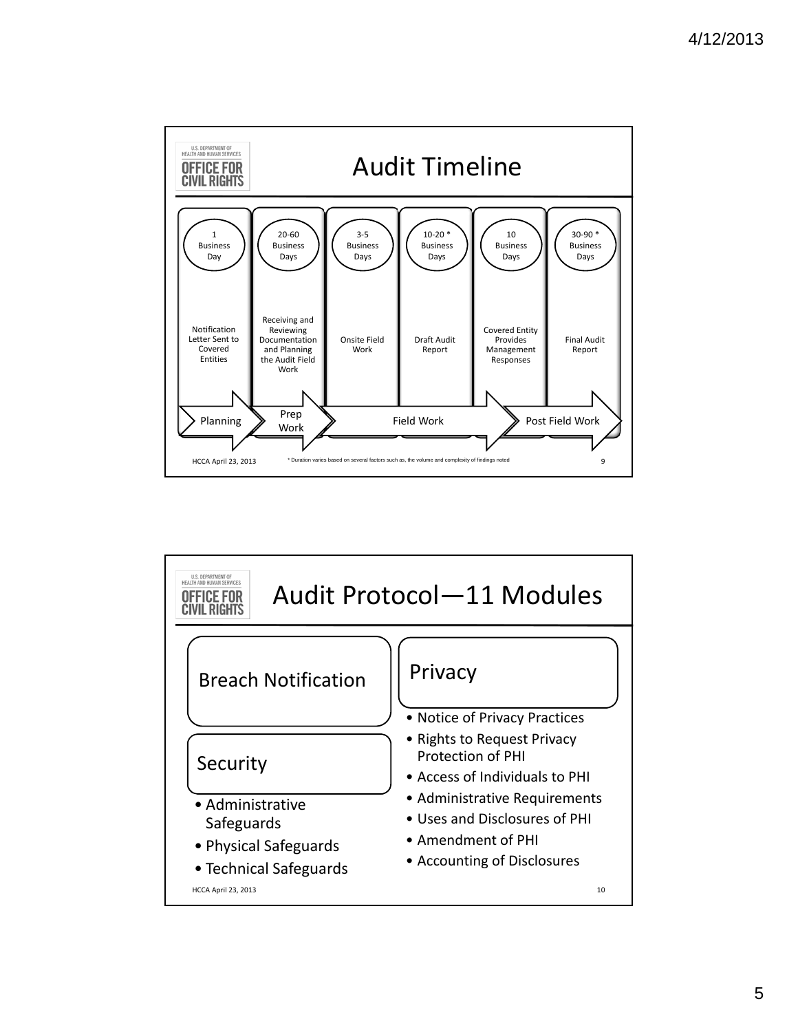## Audit Timeline

| 1 Business Day | 20-60 Business Days | 3-5 Business Days | 10-20 * Business Days | 10 Business Days | 30-90 * Business Days |
|---|---|---|---|---|---|
| Notification Letter Sent to Covered Entities | Receiving and Reviewing Documentation and Planning the Audit Field Work | Onsite Field Work | Draft Audit Report | Covered Entity Provides Management Responses | Final Audit Report |
| Planning | Prep Work | Field Work | | Post Field Work | |

\* Duration varies based on several factors such as, the volume and complexity of findings noted

HCCA April 23, 2013

## Audit Protocol—11 Modules

### Breach Notification

### Security

- Administrative Safeguards
- Physical Safeguards
- Technical Safeguards

### Privacy

- Notice of Privacy Practices
- Rights to Request Privacy Protection of PHI
- Access of Individuals to PHI
- Administrative Requirements
- Uses and Disclosures of PHI
- Amendment of PHI
- Accounting of Disclosures

HCCA April 23, 2013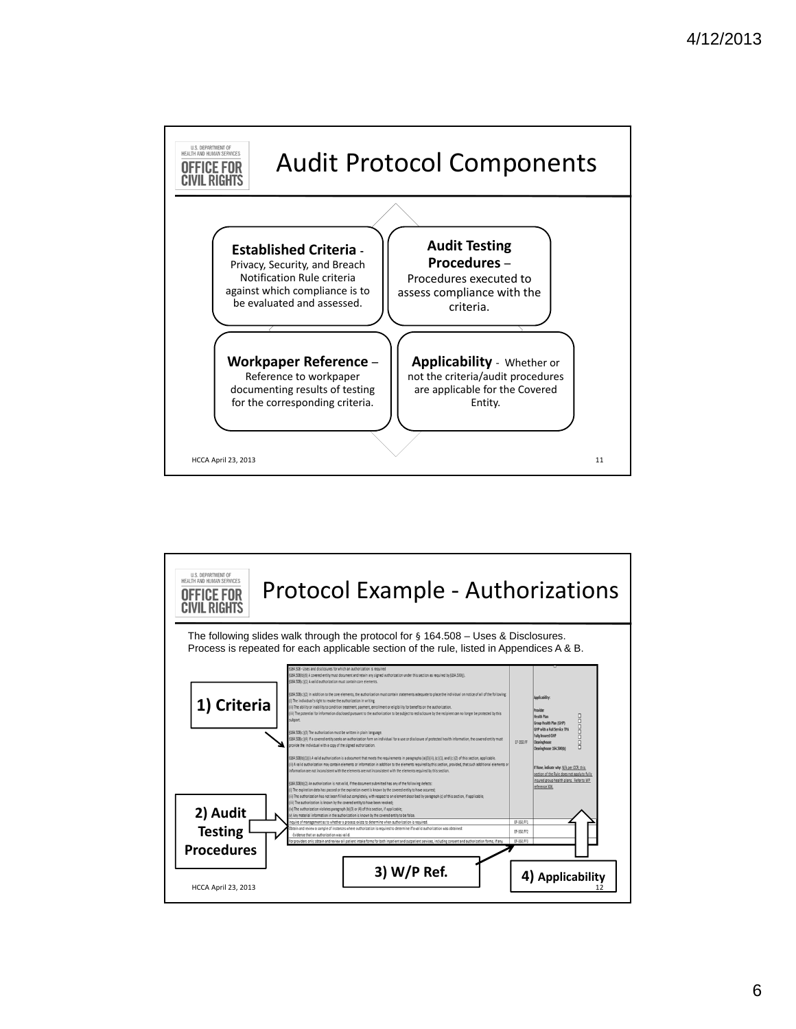## Audit Protocol Components

**Established Criteria** - Privacy, Security, and Breach Notification Rule criteria against which compliance is to be evaluated and assessed.

**Audit Testing Procedures** – Procedures executed to assess compliance with the criteria.

**Workpaper Reference** – Reference to workpaper documenting results of testing for the corresponding criteria.

**Applicability** - Whether or not the criteria/audit procedures are applicable for the Covered Entity.

HCCA April 23, 2013

## Protocol Example - Authorizations

The following slides walk through the protocol for § 164.508 – Uses & Disclosures. Process is repeated for each applicable section of the rule, listed in Appendices A & B.

**1) Criteria**

**2) Audit Testing Procedures**

**3) W/P Ref.**

**4) Applicability**

HCCA April 23, 2013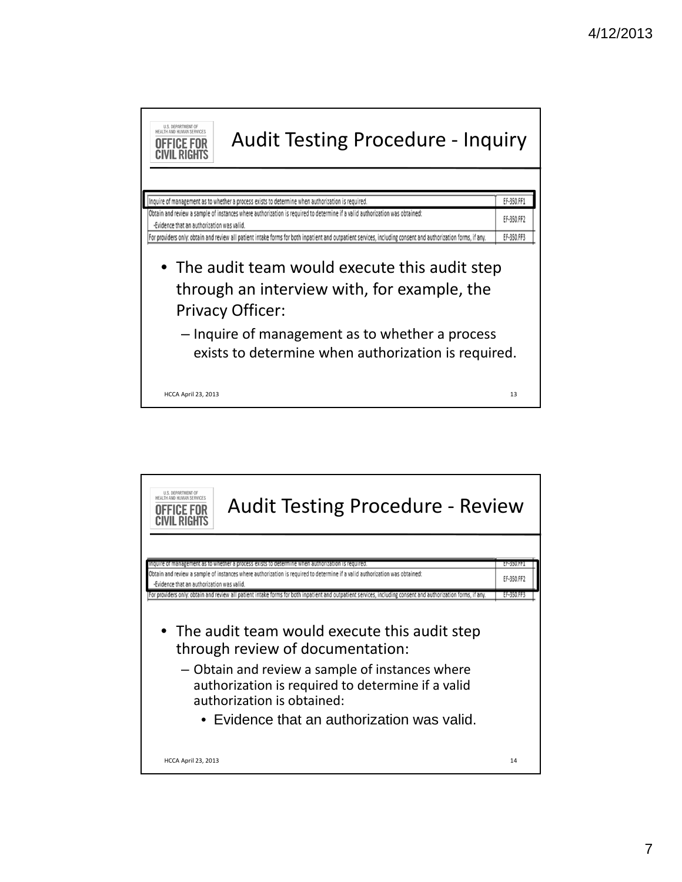## Audit Testing Procedure - Inquiry

| | |
|---|---|
| Inquire of management as to whether a process exists to determine when authorization is required. | EF-350.FF1 |
| Obtain and review a sample of instances where authorization is required to determine if a valid authorization was obtained: -Evidence that an authorization was valid. | EF-350.FF2 |
| For providers only: obtain and review all patient intake forms for both inpatient and outpatient services, including consent and authorization forms, if any. | EF-350.FF3 |

- The audit team would execute this audit step through an interview with, for example, the Privacy Officer:
  - Inquire of management as to whether a process exists to determine when authorization is required.

HCCA April 23, 2013

## Audit Testing Procedure - Review

| | |
|---|---|
| Inquire of management as to whether a process exists to determine when authorization is required. | EF-350.FF1 |
| Obtain and review a sample of instances where authorization is required to determine if a valid authorization was obtained: -Evidence that an authorization was valid. | EF-350.FF2 |
| For providers only: obtain and review all patient intake forms for both inpatient and outpatient services, including consent and authorization forms, if any. | EF-350.FF3 |

- The audit team would execute this audit step through review of documentation:
  - Obtain and review a sample of instances where authorization is required to determine if a valid authorization is obtained:
    - Evidence that an authorization was valid.

HCCA April 23, 2013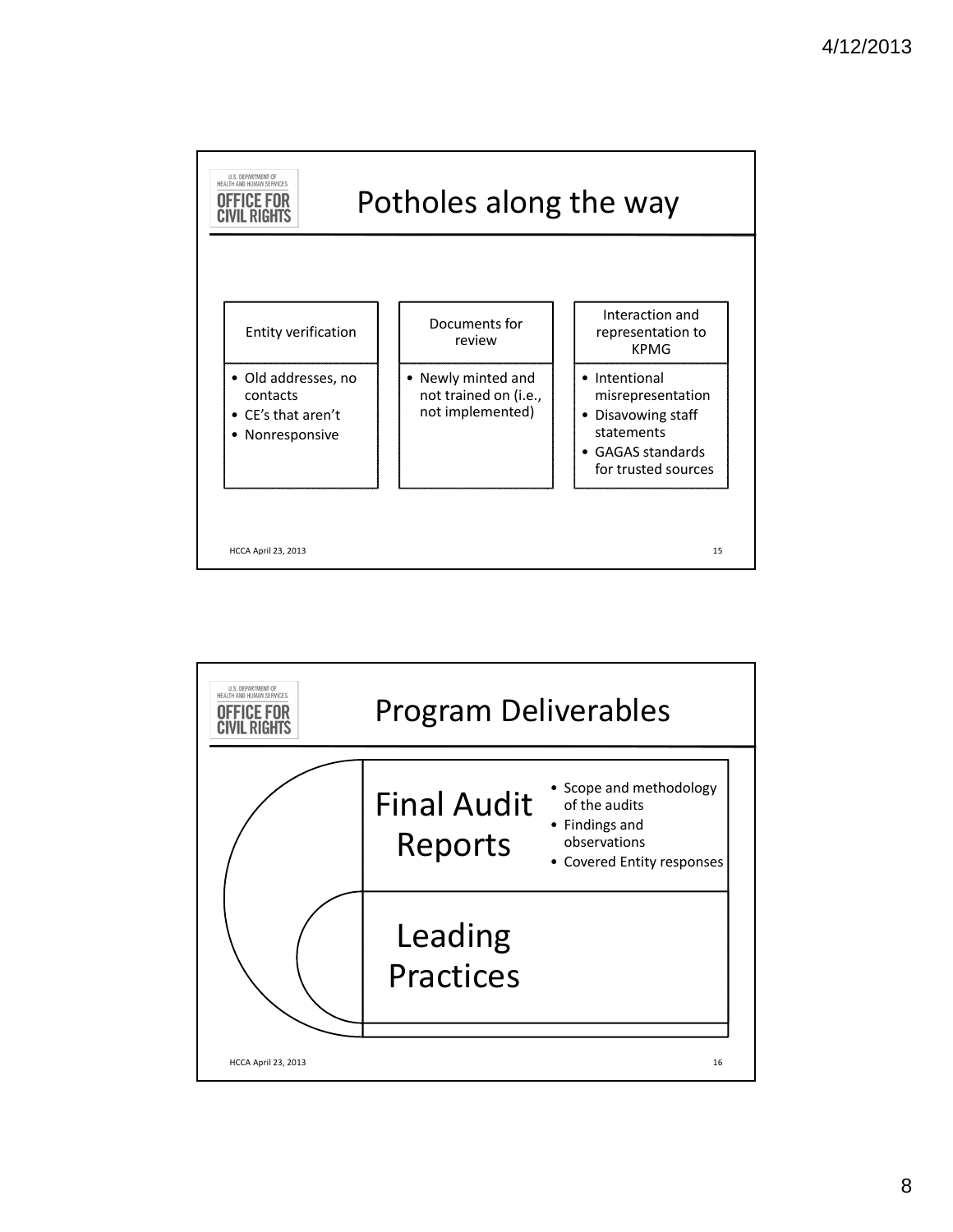## Potholes along the way

| Entity verification | Documents for review | Interaction and representation to KPMG |
| --- | --- | --- |
| • Old addresses, no contacts<br>• CE's that aren't<br>• Nonresponsive | • Newly minted and not trained on (i.e., not implemented) | • Intentional misrepresentation<br>• Disavowing staff statements<br>• GAGAS standards for trusted sources |

HCCA April 23, 2013

## Program Deliverables

**Final Audit Reports**

- Scope and methodology of the audits
- Findings and observations
- Covered Entity responses

**Leading Practices**

HCCA April 23, 2013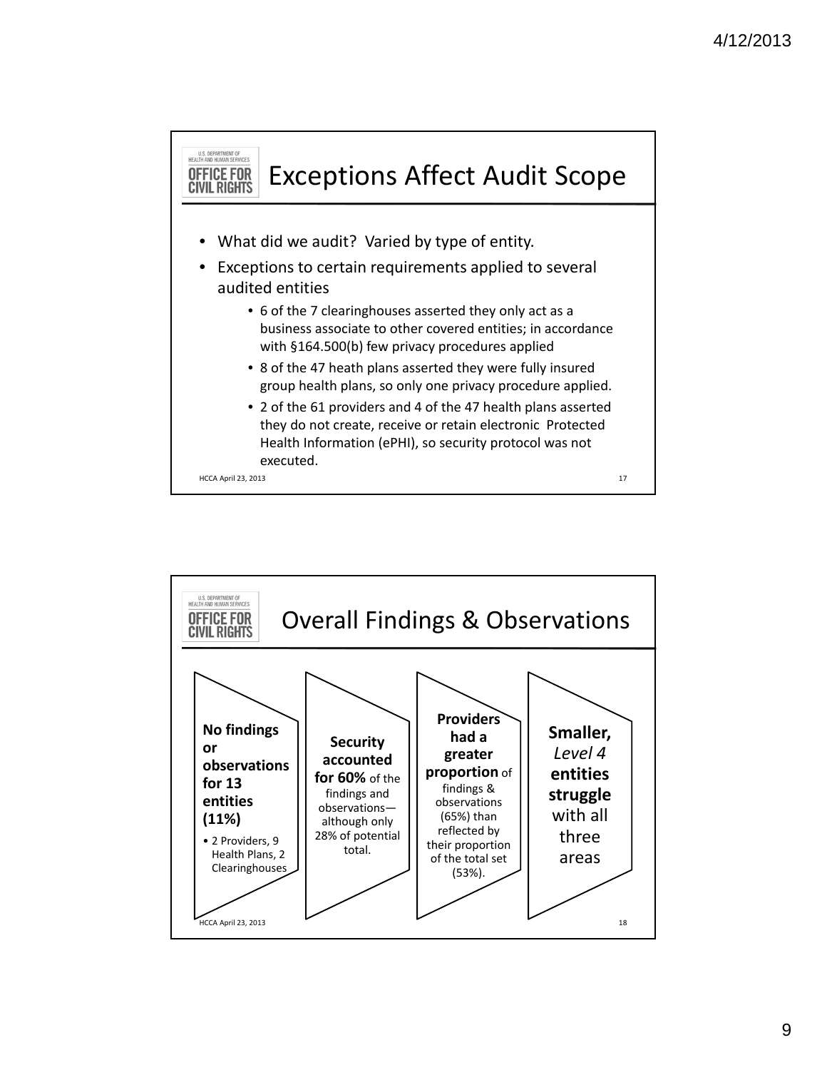## Exceptions Affect Audit Scope

- What did we audit? Varied by type of entity.
- Exceptions to certain requirements applied to several audited entities
  - 6 of the 7 clearinghouses asserted they only act as a business associate to other covered entities; in accordance with §164.500(b) few privacy procedures applied
  - 8 of the 47 heath plans asserted they were fully insured group health plans, so only one privacy procedure applied.
  - 2 of the 61 providers and 4 of the 47 health plans asserted they do not create, receive or retain electronic Protected Health Information (ePHI), so security protocol was not executed.

## Overall Findings & Observations

**No findings or observations for 13 entities (11%)**

- 2 Providers, 9 Health Plans, 2 Clearinghouses

**Security accounted for 60%** of the findings and observations—although only 28% of potential total.

**Providers had a greater proportion** of findings & observations (65%) than reflected by their proportion of the total set (53%).

**Smaller,** *Level 4* **entities struggle** with all three areas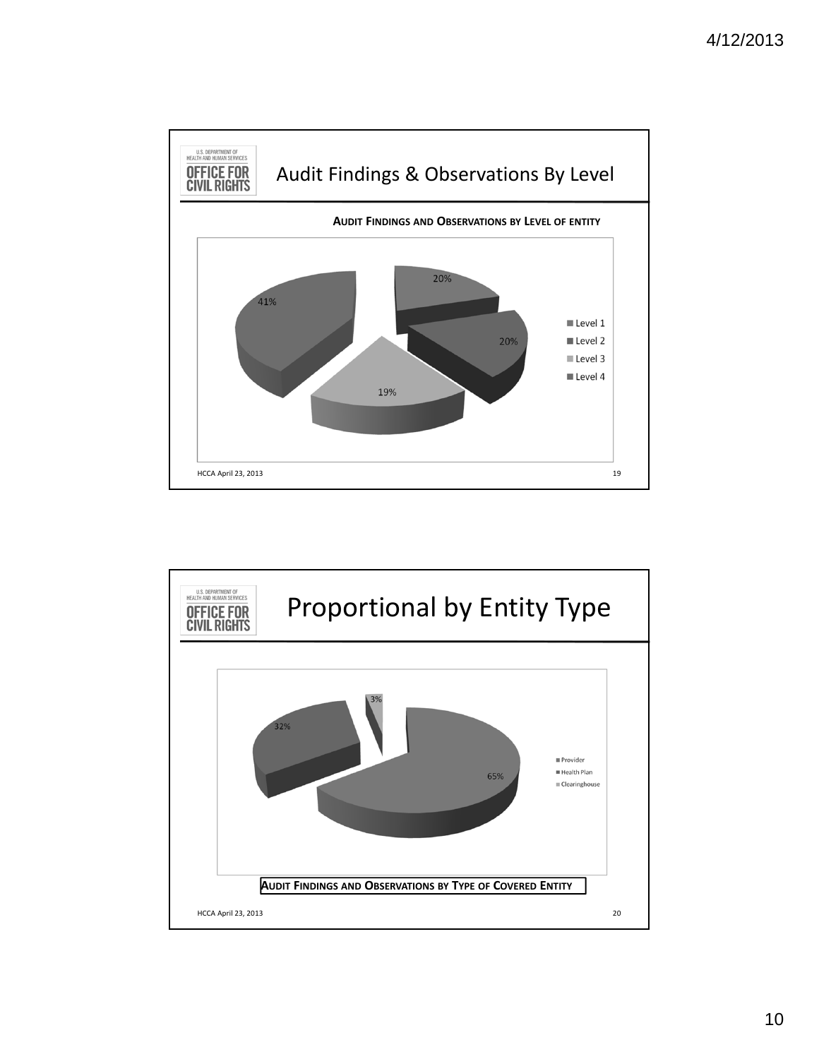## Audit Findings & Observations By Level

**AUDIT FINDINGS AND OBSERVATIONS BY LEVEL OF ENTITY**

| Level | Percentage |
|---|---|
| Level 1 | 20% |
| Level 2 | 20% |
| Level 3 | 19% |
| Level 4 | 41% |

HCCA April 23, 2013

## Proportional by Entity Type

| Entity Type | Percentage |
|---|---|
| Provider | 65% |
| Health Plan | 32% |
| Clearinghouse | 3% |

**AUDIT FINDINGS AND OBSERVATIONS BY TYPE OF COVERED ENTITY**

HCCA April 23, 2013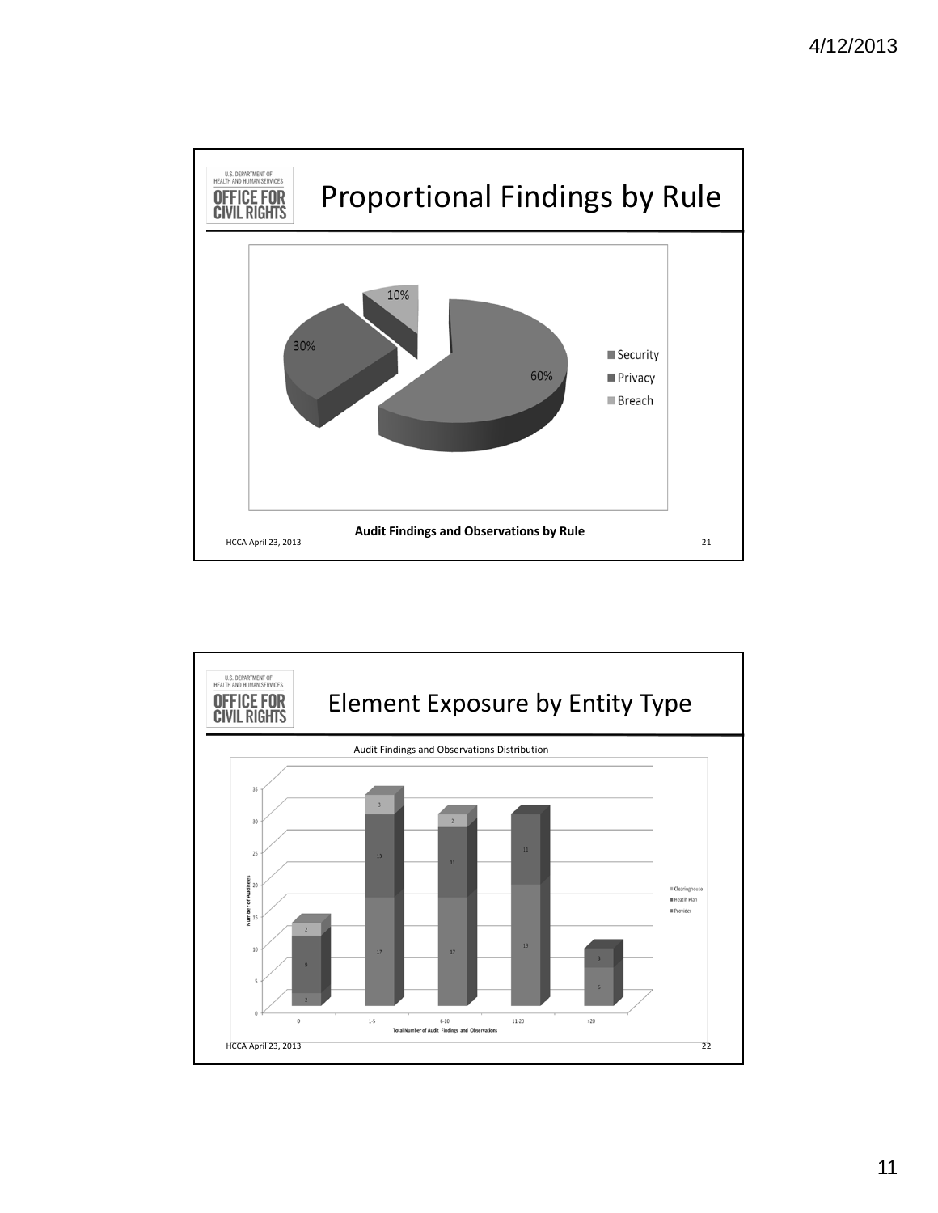## Proportional Findings by Rule

| Rule | Percentage |
|---|---|
| Security | 60% |
| Privacy | 30% |
| Breach | 10% |

**Audit Findings and Observations by Rule**

HCCA April 23, 2013

## Element Exposure by Entity Type

Audit Findings and Observations Distribution

| Total Number of Audit Findings and Observations | Provider | Health Plan | Clearinghouse |
|---|---|---|---|
| 0 | 2 | 9 | 2 |
| 1-5 | 17 | 13 | 3 |
| 6-10 | 17 | 11 | 2 |
| 11-20 | 19 | 11 | |
| >20 | 6 | 3 | |

Number of Auditees

HCCA April 23, 2013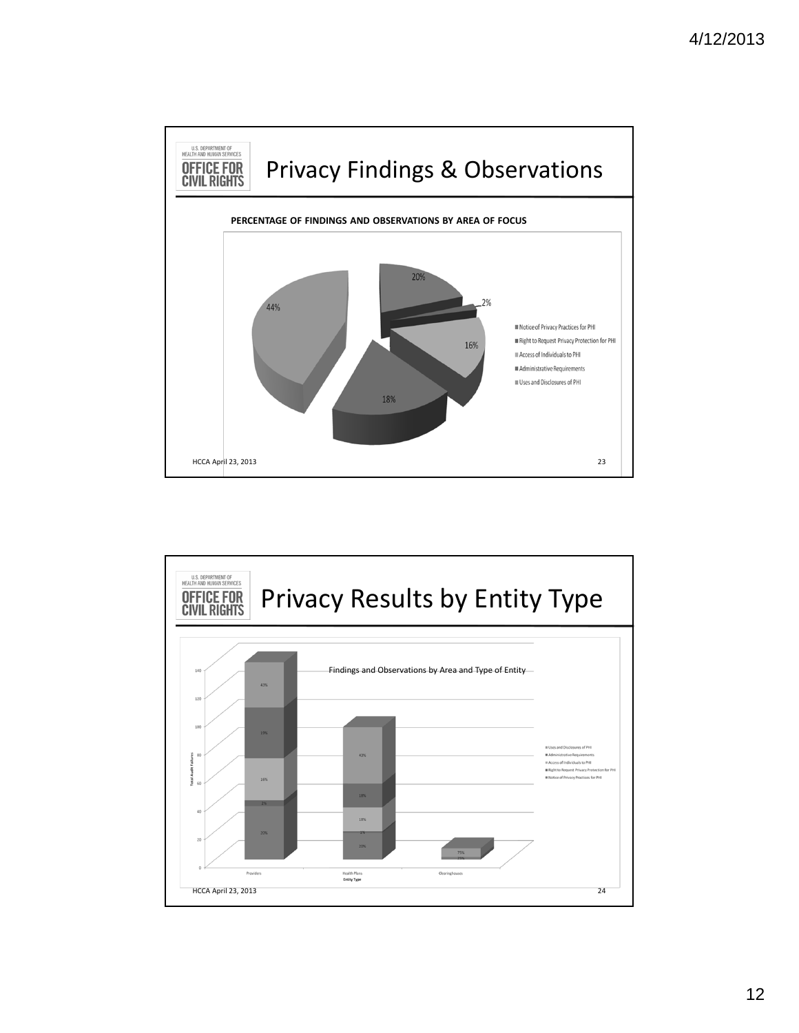## Privacy Findings & Observations

U.S. DEPARTMENT OF HEALTH AND HUMAN SERVICES
OFFICE FOR CIVIL RIGHTS

**PERCENTAGE OF FINDINGS AND OBSERVATIONS BY AREA OF FOCUS**

| Area of Focus | Percentage |
|---|---|
| Notice of Privacy Practices for PHI | 20% |
| Right to Request Privacy Protection for PHI | 2% |
| Access of Individuals to PHI | 16% |
| Administrative Requirements | 18% |
| Uses and Disclosures of PHI | 44% |

HCCA April 23, 2013

## Privacy Results by Entity Type

U.S. DEPARTMENT OF HEALTH AND HUMAN SERVICES
OFFICE FOR CIVIL RIGHTS

Findings and Observations by Area and Type of Entity

| Area | Providers | Health Plans | Clearinghouses |
|---|---|---|---|
| Uses and Disclosures of PHI | 43% | 43% | 75% |
| Administrative Requirements | 19% | 18% | |
| Access of Individuals to PHI | 16% | 18% | |
| Right to Request Privacy Protection for PHI | 2% | 1% | |
| Notice of Privacy Practices for PHI | 20% | 20% | 25% |

Y-axis: Total Audit Failures (0–140); X-axis: Entity Type

HCCA April 23, 2013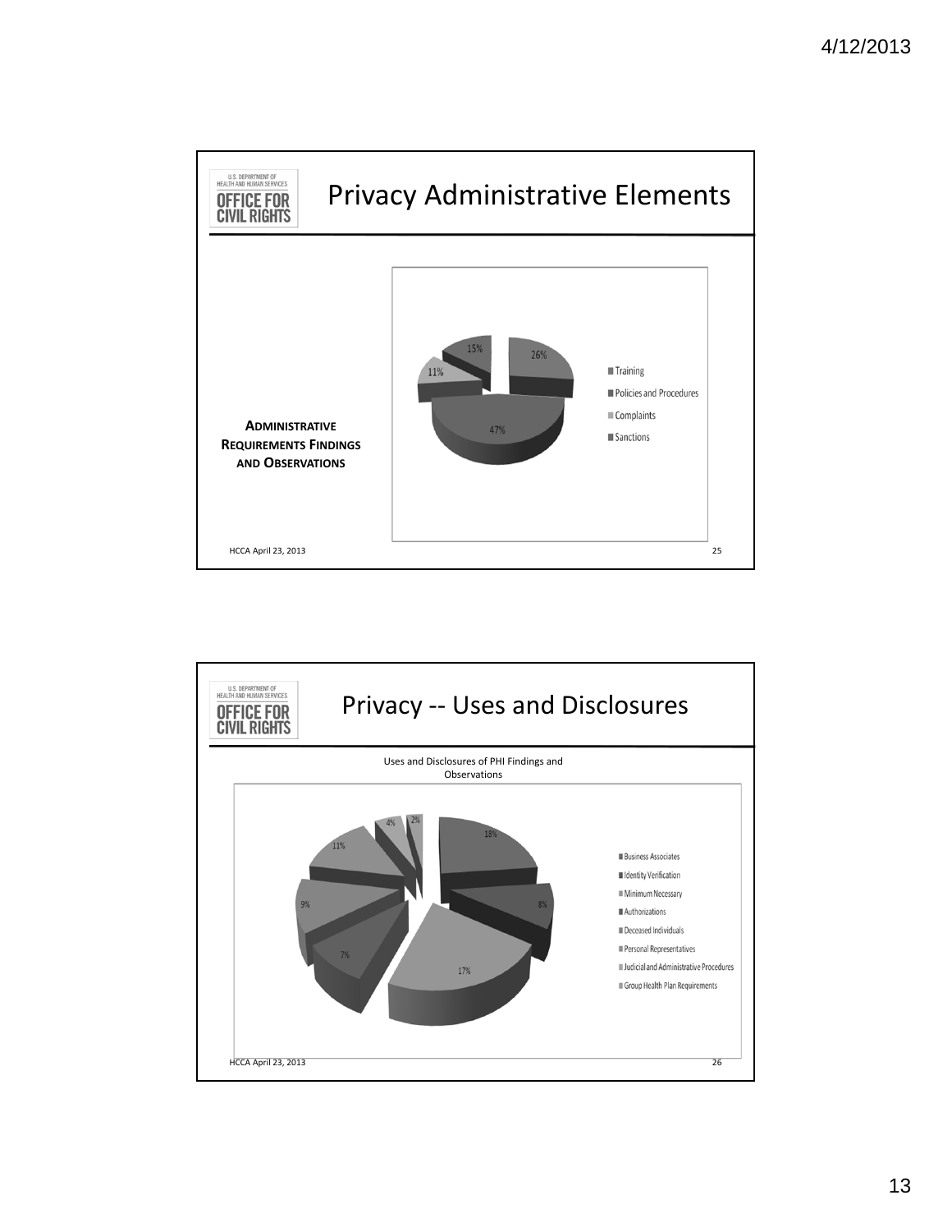## Privacy Administrative Elements

**ADMINISTRATIVE REQUIREMENTS FINDINGS AND OBSERVATIONS**

| Category | Percentage |
|---|---|
| Training | 26% |
| Policies and Procedures | 47% |
| Complaints | 11% |
| Sanctions | 15% |

HCCA April 23, 2013

## Privacy -- Uses and Disclosures

Uses and Disclosures of PHI Findings and Observations

- Business Associates
- Identity Verification
- Minimum Necessary
- Authorizations
- Deceased Individuals
- Personal Representatives
- Judicial and Administrative Procedures
- Group Health Plan Requirements

18%, 8%, 17%, 7%, 9%, 11%, 4%, 2%

HCCA April 23, 2013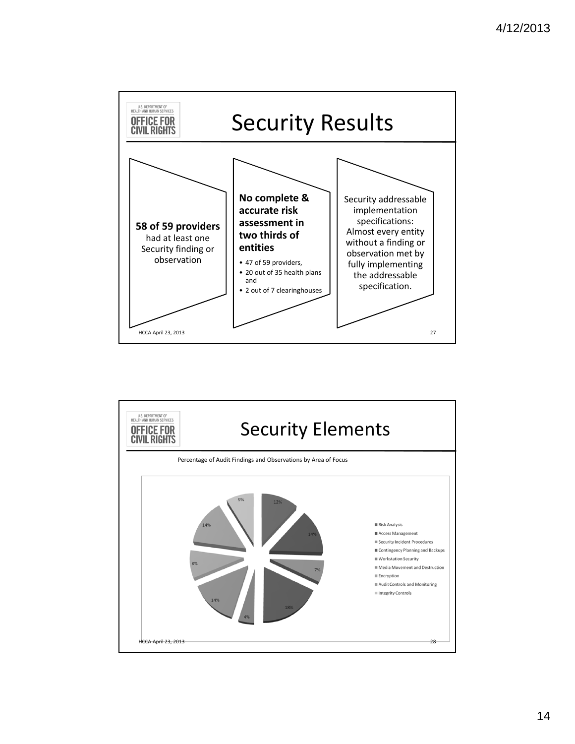# Security Results

**58 of 59 providers** had at least one Security finding or observation

**No complete & accurate risk assessment in two thirds of entities**

- 47 of 59 providers,
- 20 out of 35 health plans and
- 2 out of 7 clearinghouses

Security addressable implementation specifications: Almost every entity without a finding or observation met by fully implementing the addressable specification.

HCCA April 23, 2013

# Security Elements

Percentage of Audit Findings and Observations by Area of Focus

| Area of Focus | Percentage |
|---|---|
| Risk Analysis | 12% |
| Access Management | 14% |
| Security Incident Procedures | 7% |
| Contingency Planning and Backups | 18% |
| Workstation Security | 4% |
| Media Movement and Destruction | 14% |
| Encryption | 8% |
| Audit Controls and Monitoring | 14% |
| Integrity Controls | 9% |

HCCA April 23, 2013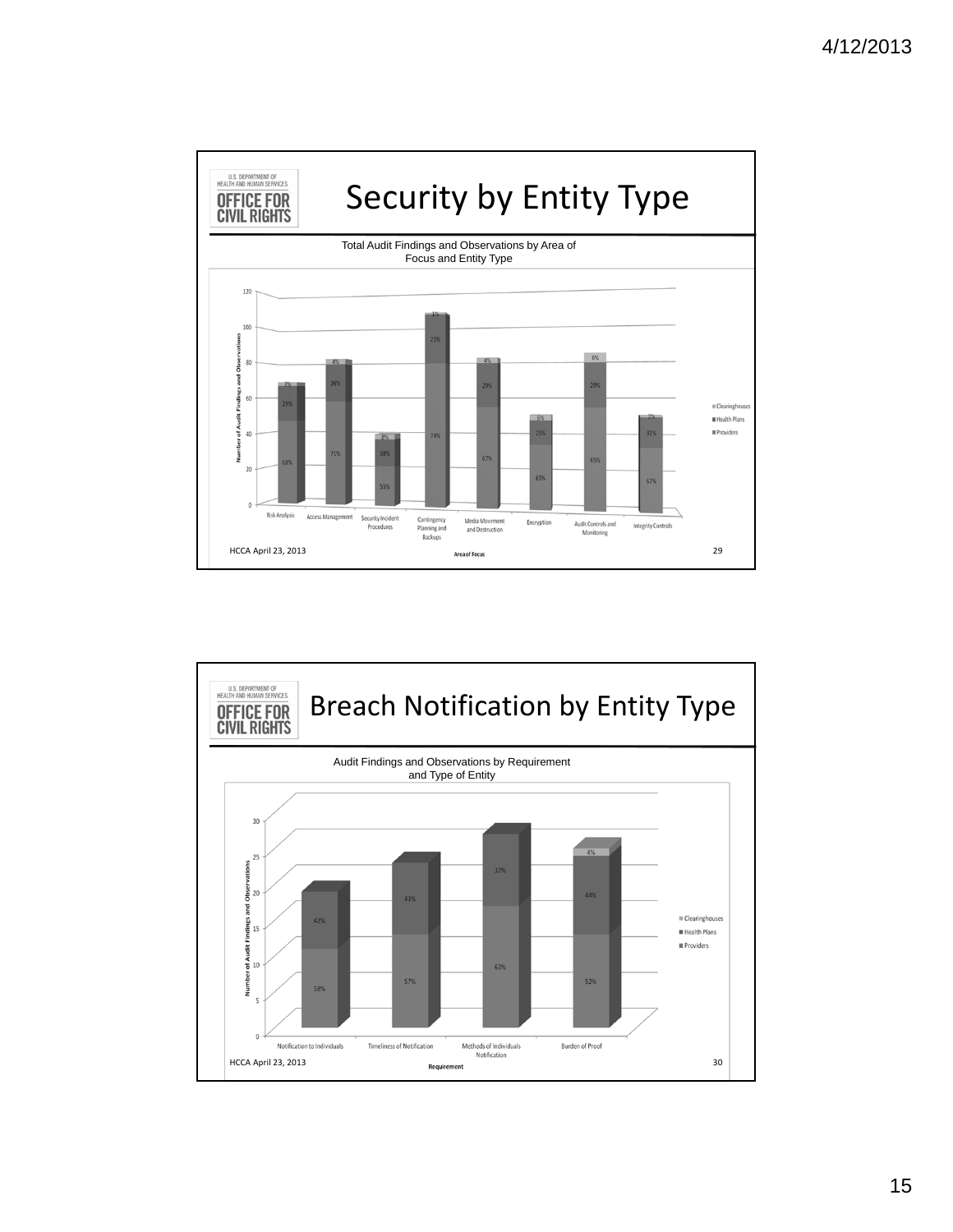## Security by Entity Type

Total Audit Findings and Observations by Area of Focus and Entity Type

| Area of Focus | Providers | Health Plans | Clearinghouses |
|---|---|---|---|
| Risk Analysis | 68% | 29% | 3% |
| Access Management | 71% | 26% | 4% |
| Security Incident Procedures | 55% | 38% | 8% |
| Contingency Planning and Backups | 74% | 25% | 1% |
| Media Movement and Destruction | 67% | 29% | 4% |
| Encryption | 60% | 25% | 6% |
| Audit Controls and Monitoring | 65% | 29% | 6% |
| Integrity Controls | 67% | 31% | 2% |

HCCA April 23, 2013

## Breach Notification by Entity Type

Audit Findings and Observations by Requirement and Type of Entity

| Requirement | Providers | Health Plans | Clearinghouses |
|---|---|---|---|
| Notification to Individuals | 58% | 42% | |
| Timeliness of Notification | 57% | 43% | |
| Methods of Individuals Notification | 63% | 37% | |
| Burden of Proof | 52% | 44% | 4% |

HCCA April 23, 2013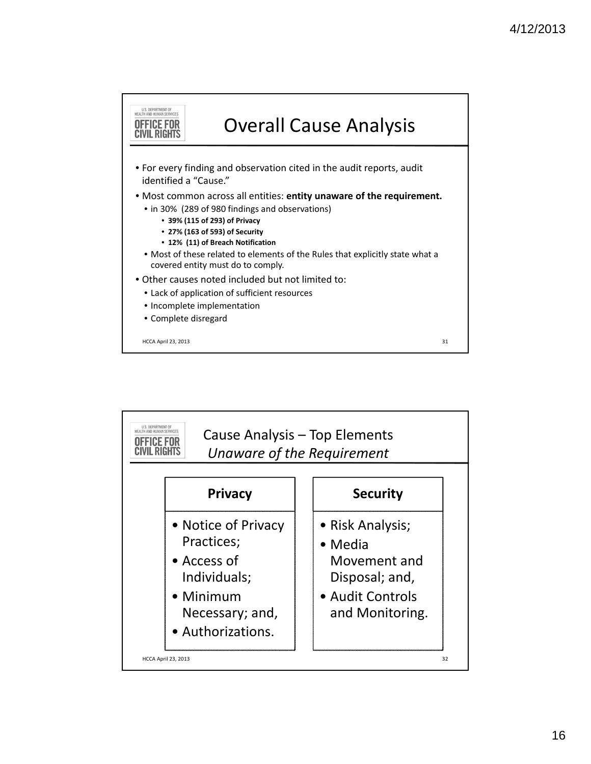# Overall Cause Analysis

- For every finding and observation cited in the audit reports, audit identified a "Cause."
- Most common across all entities: **entity unaware of the requirement.**
  - in 30% (289 of 980 findings and observations)
    - **39% (115 of 293) of Privacy**
    - **27% (163 of 593) of Security**
    - **12% (11) of Breach Notification**
  - Most of these related to elements of the Rules that explicitly state what a covered entity must do to comply.
- Other causes noted included but not limited to:
  - Lack of application of sufficient resources
  - Incomplete implementation
  - Complete disregard

# Cause Analysis – Top Elements *Unaware of the Requirement*

| Privacy | Security |
|---|---|
| • Notice of Privacy Practices;<br>• Access of Individuals;<br>• Minimum Necessary; and,<br>• Authorizations. | • Risk Analysis;<br>• Media Movement and Disposal; and,<br>• Audit Controls and Monitoring. |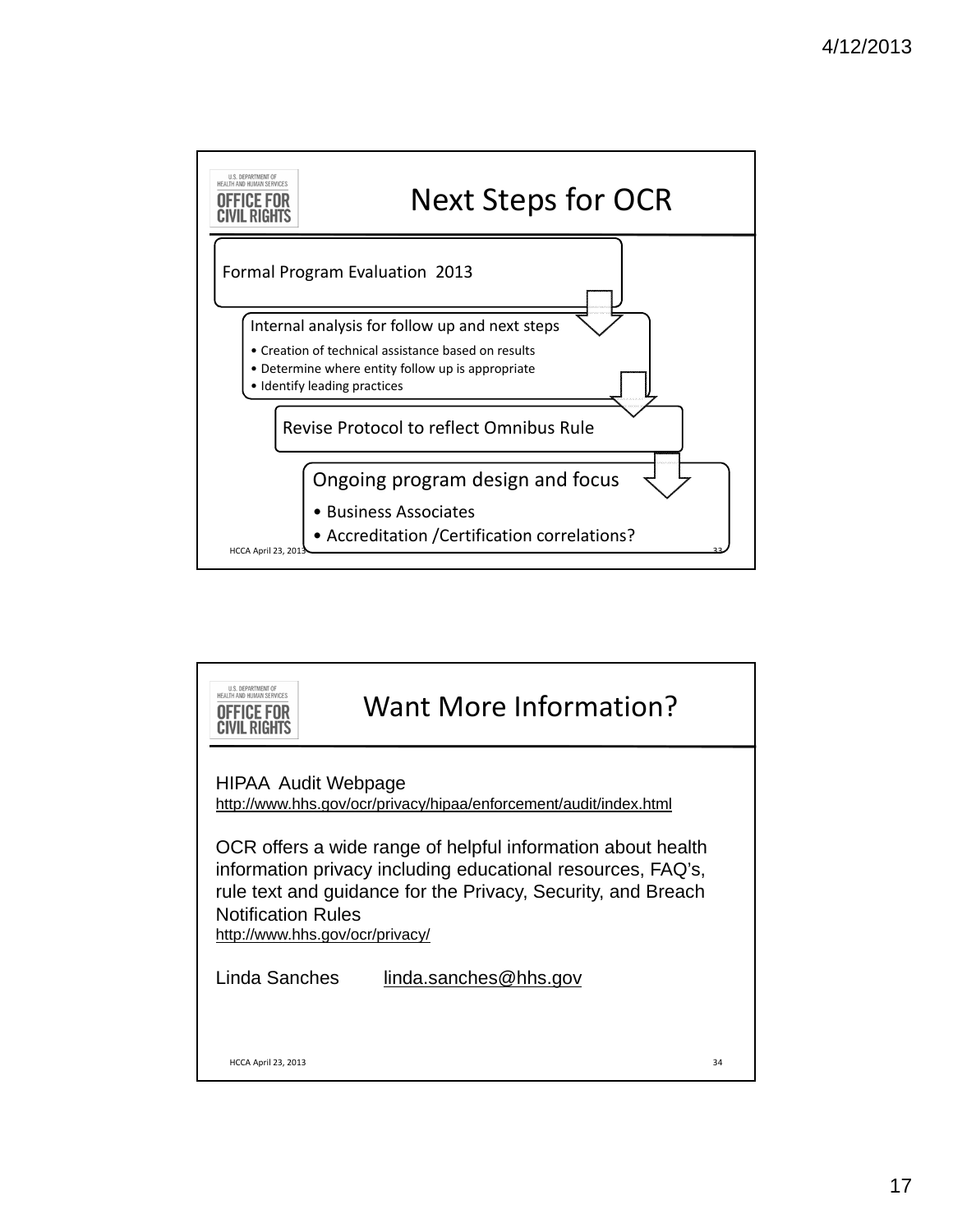## Next Steps for OCR

- Formal Program Evaluation 2013
  - Internal analysis for follow up and next steps
    - Creation of technical assistance based on results
    - Determine where entity follow up is appropriate
    - Identify leading practices
  - Revise Protocol to reflect Omnibus Rule
  - Ongoing program design and focus
    - Business Associates
    - Accreditation /Certification correlations?

## Want More Information?

HIPAA Audit Webpage
http://www.hhs.gov/ocr/privacy/hipaa/enforcement/audit/index.html

OCR offers a wide range of helpful information about health information privacy including educational resources, FAQ's, rule text and guidance for the Privacy, Security, and Breach Notification Rules
http://www.hhs.gov/ocr/privacy/

Linda Sanches linda.sanches@hhs.gov